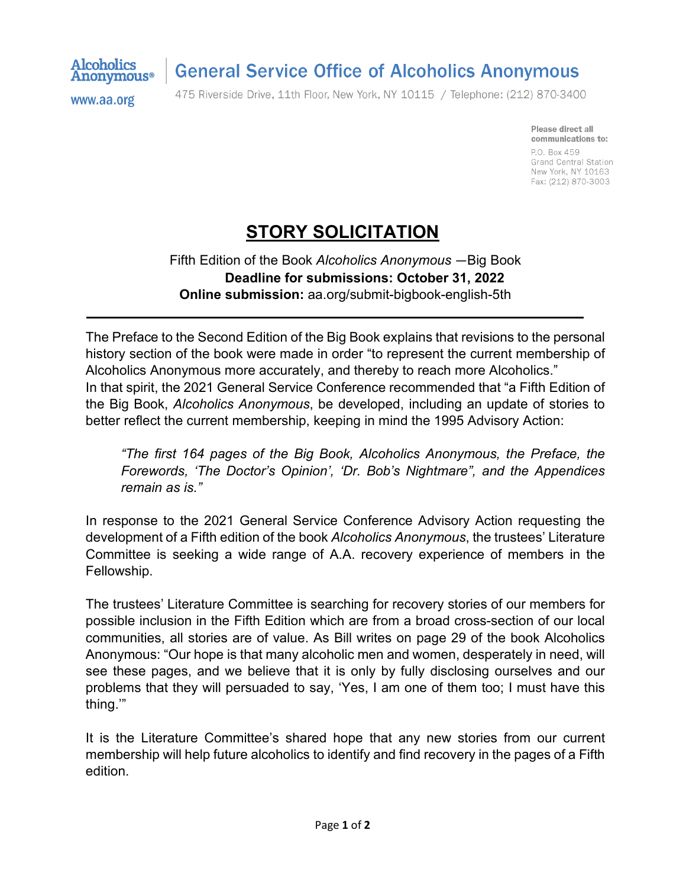**Alcoholics Anonymous®**

www.aa.org

**General Service Office of Alcoholics Anonymous**

475 Riverside Drive, 11th Floor, New York, NY 10115 / Telephone: (212) 870-3400

**Please direct all communications to:**
P.O. Box 459
Grand Central Station
New York, NY 10163
Fax: (212) 870-3003

# STORY SOLICITATION

Fifth Edition of the Book *Alcoholics Anonymous* —Big Book
**Deadline for submissions: October 31, 2022**
**Online submission:** aa.org/submit-bigbook-english-5th

---

The Preface to the Second Edition of the Big Book explains that revisions to the personal history section of the book were made in order "to represent the current membership of Alcoholics Anonymous more accurately, and thereby to reach more Alcoholics."
In that spirit, the 2021 General Service Conference recommended that "a Fifth Edition of the Big Book, *Alcoholics Anonymous*, be developed, including an update of stories to better reflect the current membership, keeping in mind the 1995 Advisory Action:

> *"The first 164 pages of the Big Book, Alcoholics Anonymous, the Preface, the Forewords, 'The Doctor's Opinion', 'Dr. Bob's Nightmare", and the Appendices remain as is."*

In response to the 2021 General Service Conference Advisory Action requesting the development of a Fifth edition of the book *Alcoholics Anonymous*, the trustees' Literature Committee is seeking a wide range of A.A. recovery experience of members in the Fellowship.

The trustees' Literature Committee is searching for recovery stories of our members for possible inclusion in the Fifth Edition which are from a broad cross-section of our local communities, all stories are of value. As Bill writes on page 29 of the book Alcoholics Anonymous: "Our hope is that many alcoholic men and women, desperately in need, will see these pages, and we believe that it is only by fully disclosing ourselves and our problems that they will persuaded to say, 'Yes, I am one of them too; I must have this thing.'"

It is the Literature Committee's shared hope that any new stories from our current membership will help future alcoholics to identify and find recovery in the pages of a Fifth edition.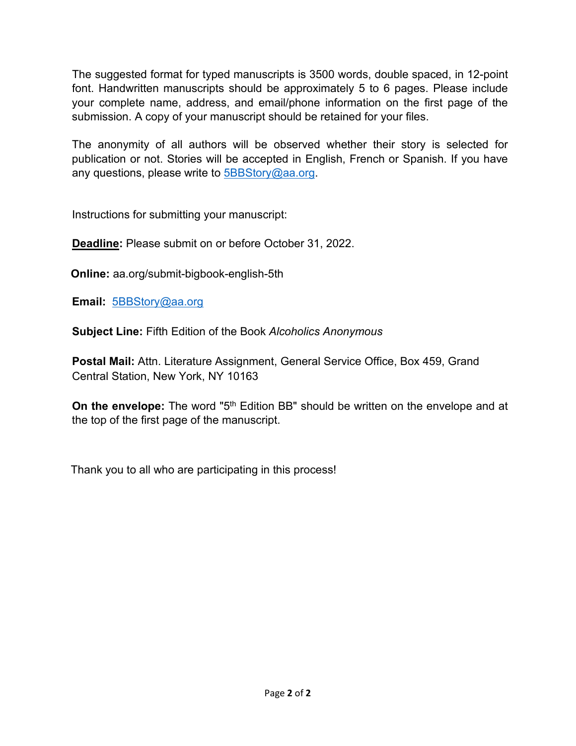The suggested format for typed manuscripts is 3500 words, double spaced, in 12-point font. Handwritten manuscripts should be approximately 5 to 6 pages. Please include your complete name, address, and email/phone information on the first page of the submission. A copy of your manuscript should be retained for your files.

The anonymity of all authors will be observed whether their story is selected for publication or not. Stories will be accepted in English, French or Spanish. If you have any questions, please write to 5BBStory@aa.org.

Instructions for submitting your manuscript:

**Deadline:** Please submit on or before October 31, 2022.

**Online:** aa.org/submit-bigbook-english-5th

**Email:** 5BBStory@aa.org

**Subject Line:** Fifth Edition of the Book *Alcoholics Anonymous*

**Postal Mail:** Attn. Literature Assignment, General Service Office, Box 459, Grand Central Station, New York, NY 10163

**On the envelope:** The word "5th Edition BB" should be written on the envelope and at the top of the first page of the manuscript.

Thank you to all who are participating in this process!